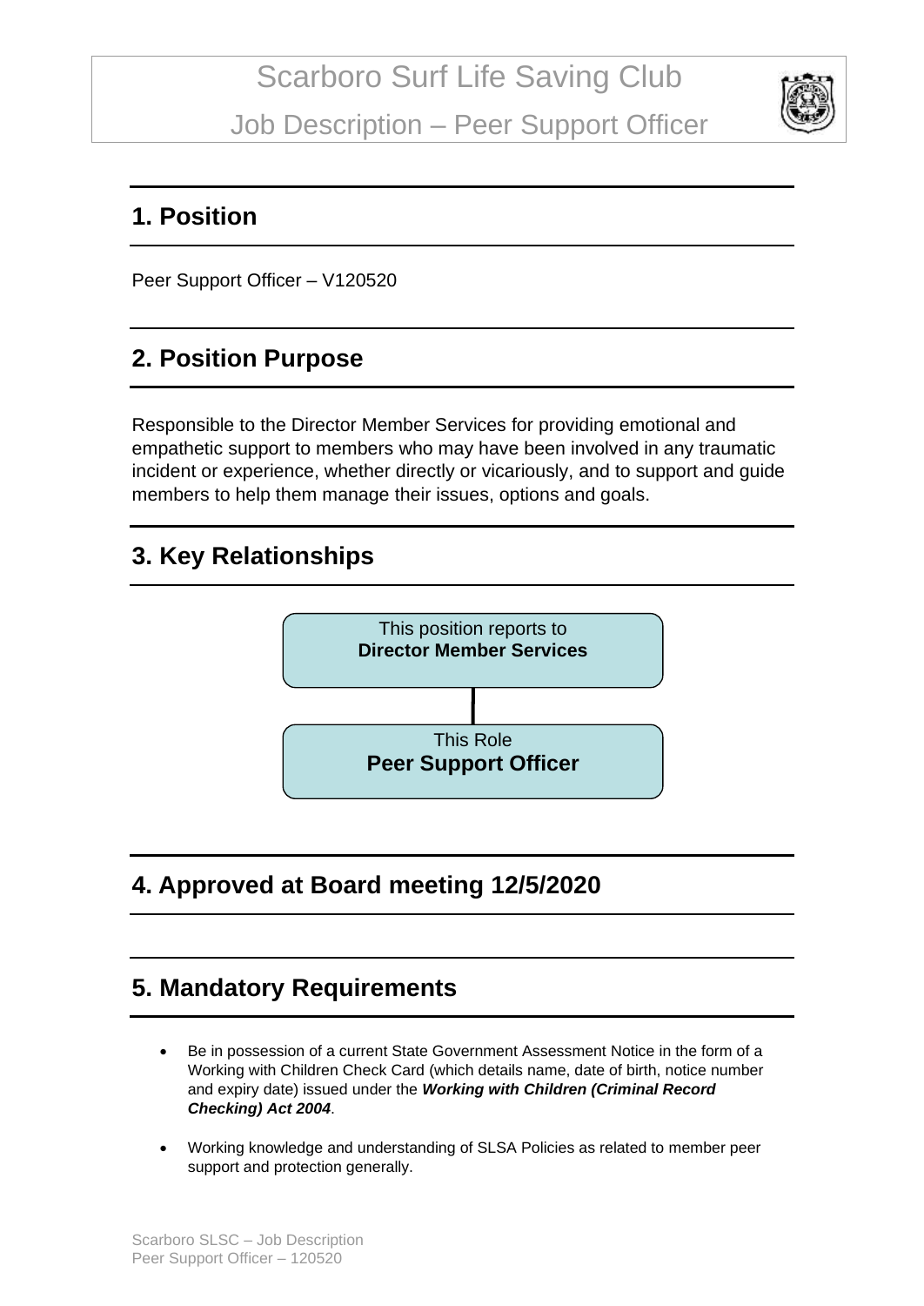# Scarboro Surf Life Saving Club

# Job Description – Peer Support Officer

## 1. Position

Peer Support Officer – V120520

## 2. Position Purpose

Responsible to the Director Member Services for providing emotional and empathetic support to members who may have been involved in any traumatic incident or experience, whether directly or vicariously, and to support and guide members to help them manage their issues, options and goals.

## 3. Key Relationships

This position reports to
**Director Member Services**

This Role
**Peer Support Officer**

## 4. Approved at Board meeting 12/5/2020

## 5. Mandatory Requirements

- Be in possession of a current State Government Assessment Notice in the form of a Working with Children Check Card (which details name, date of birth, notice number and expiry date) issued under the ***Working with Children (Criminal Record Checking) Act 2004***.
- Working knowledge and understanding of SLSA Policies as related to member peer support and protection generally.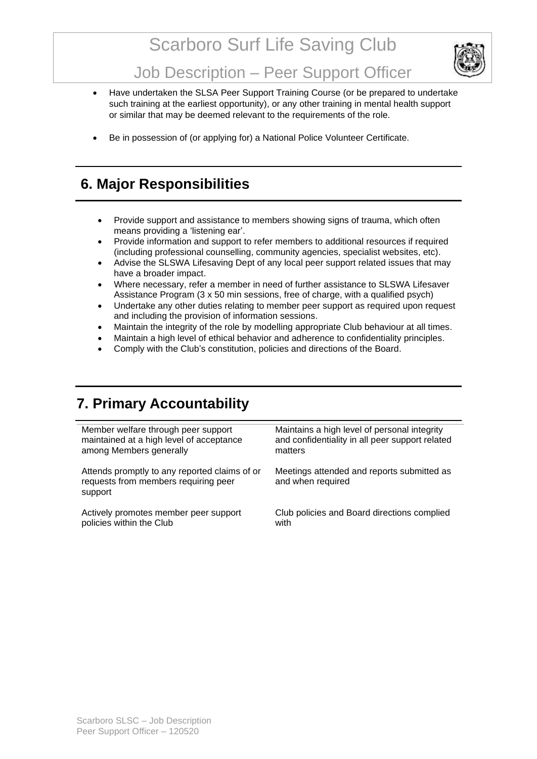- Have undertaken the SLSA Peer Support Training Course (or be prepared to undertake such training at the earliest opportunity), or any other training in mental health support or similar that may be deemed relevant to the requirements of the role.
- Be in possession of (or applying for) a National Police Volunteer Certificate.

## 6. Major Responsibilities

- Provide support and assistance to members showing signs of trauma, which often means providing a 'listening ear'.
- Provide information and support to refer members to additional resources if required (including professional counselling, community agencies, specialist websites, etc).
- Advise the SLSWA Lifesaving Dept of any local peer support related issues that may have a broader impact.
- Where necessary, refer a member in need of further assistance to SLSWA Lifesaver Assistance Program (3 x 50 min sessions, free of charge, with a qualified psych)
- Undertake any other duties relating to member peer support as required upon request and including the provision of information sessions.
- Maintain the integrity of the role by modelling appropriate Club behaviour at all times.
- Maintain a high level of ethical behavior and adherence to confidentiality principles.
- Comply with the Club's constitution, policies and directions of the Board.

## 7. Primary Accountability

| | |
|---|---|
| Member welfare through peer support maintained at a high level of acceptance among Members generally | Maintains a high level of personal integrity and confidentiality in all peer support related matters |
| Attends promptly to any reported claims of or requests from members requiring peer support | Meetings attended and reports submitted as and when required |
| Actively promotes member peer support policies within the Club | Club policies and Board directions complied with |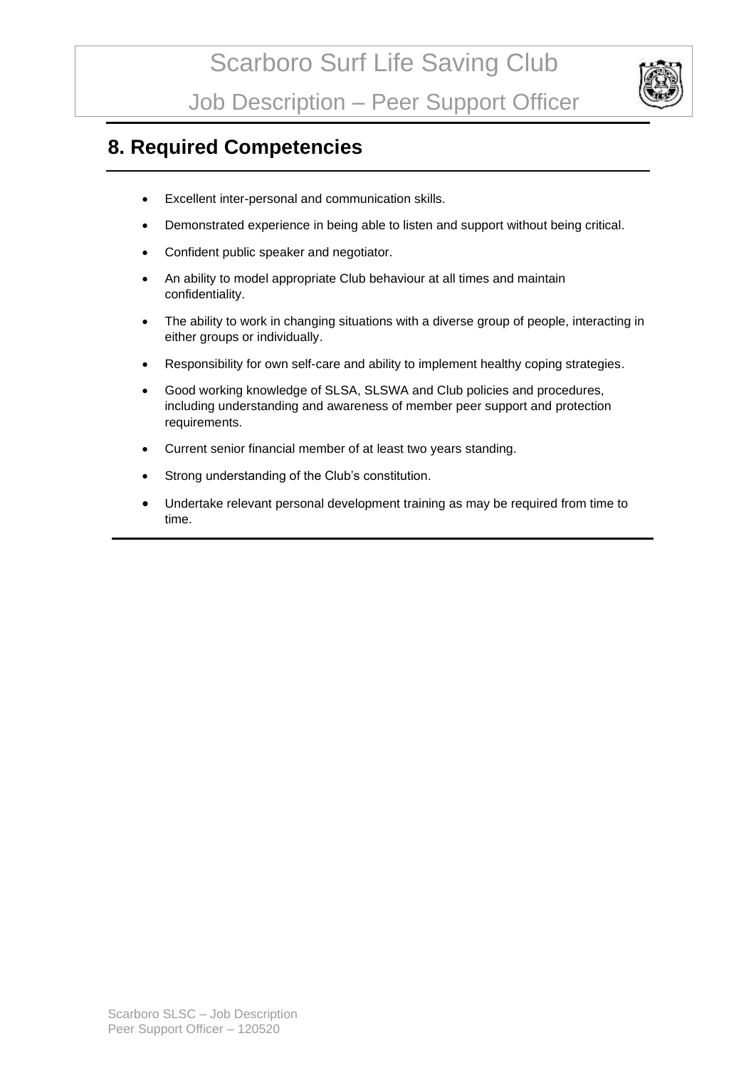## 8. Required Competencies

- Excellent inter-personal and communication skills.
- Demonstrated experience in being able to listen and support without being critical.
- Confident public speaker and negotiator.
- An ability to model appropriate Club behaviour at all times and maintain confidentiality.
- The ability to work in changing situations with a diverse group of people, interacting in either groups or individually.
- Responsibility for own self-care and ability to implement healthy coping strategies.
- Good working knowledge of SLSA, SLSWA and Club policies and procedures, including understanding and awareness of member peer support and protection requirements.
- Current senior financial member of at least two years standing.
- Strong understanding of the Club's constitution.
- Undertake relevant personal development training as may be required from time to time.